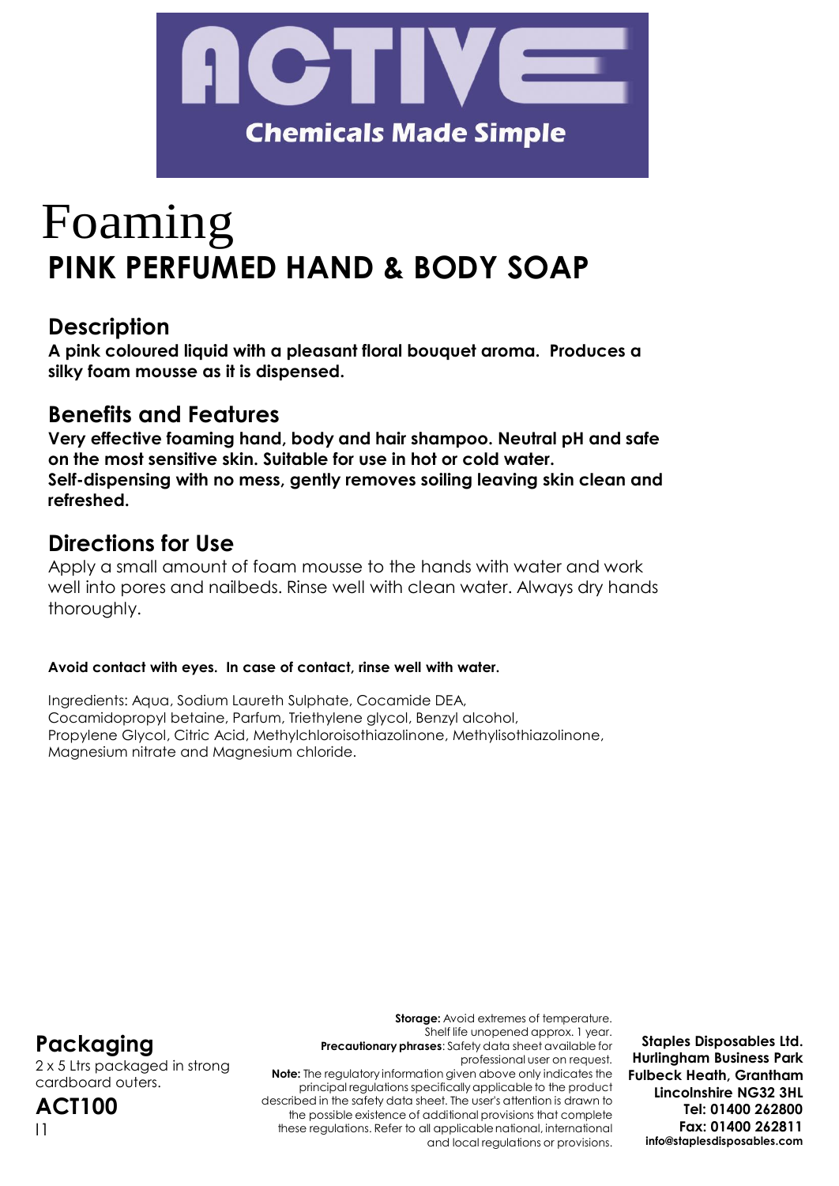ACTIVE

Chemicals Made Simple

# Foaming
# PINK PERFUMED HAND & BODY SOAP

## Description

**A pink coloured liquid with a pleasant floral bouquet aroma. Produces a silky foam mousse as it is dispensed.**

## Benefits and Features

**Very effective foaming hand, body and hair shampoo. Neutral pH and safe on the most sensitive skin. Suitable for use in hot or cold water.**
**Self-dispensing with no mess, gently removes soiling leaving skin clean and refreshed.**

## Directions for Use

Apply a small amount of foam mousse to the hands with water and work well into pores and nailbeds. Rinse well with clean water. Always dry hands thoroughly.

**Avoid contact with eyes. In case of contact, rinse well with water.**

Ingredients: Aqua, Sodium Laureth Sulphate, Cocamide DEA, Cocamidopropyl betaine, Parfum, Triethylene glycol, Benzyl alcohol, Propylene Glycol, Citric Acid, Methylchloroisothiazolinone, Methylisothiazolinone, Magnesium nitrate and Magnesium chloride.

## Packaging

2 x 5 Ltrs packaged in strong cardboard outers.

## ACT100

I1

**Storage:** Avoid extremes of temperature.
Shelf life unopened approx. 1 year.
**Precautionary phrases**: Safety data sheet available for professional user on request.
**Note:** The regulatory information given above only indicates the principal regulations specifically applicable to the product described in the safety data sheet. The user's attention is drawn to the possible existence of additional provisions that complete these regulations. Refer to all applicable national, international and local regulations or provisions.

**Staples Disposables Ltd.**
**Hurlingham Business Park**
**Fulbeck Heath, Grantham**
**Lincolnshire NG32 3HL**
**Tel: 01400 262800**
**Fax: 01400 262811**
**info@staplesdisposables.com**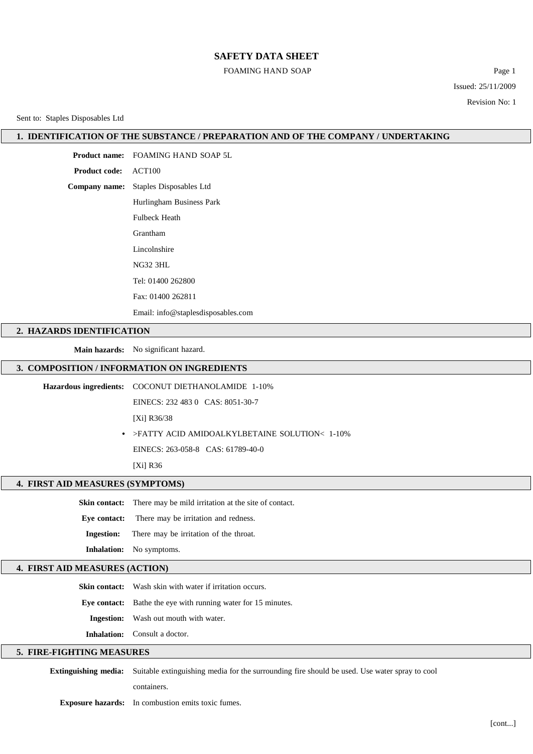# SAFETY DATA SHEET

FOAMING HAND SOAP

Issued: 25/11/2009

Revision No: 1

Sent to: Staples Disposables Ltd

## 1. IDENTIFICATION OF THE SUBSTANCE / PREPARATION AND OF THE COMPANY / UNDERTAKING

**Product name:** FOAMING HAND SOAP 5L

**Product code:** ACT100

**Company name:** Staples Disposables Ltd
Hurlingham Business Park
Fulbeck Heath
Grantham
Lincolnshire
NG32 3HL
Tel: 01400 262800
Fax: 01400 262811
Email: info@staplesdisposables.com

## 2. HAZARDS IDENTIFICATION

**Main hazards:** No significant hazard.

## 3. COMPOSITION / INFORMATION ON INGREDIENTS

**Hazardous ingredients:** COCONUT DIETHANOLAMIDE 1-10%
EINECS: 232 483 0 CAS: 8051-30-7
[Xi] R36/38

- >FATTY ACID AMIDOALKYLBETAINE SOLUTION< 1-10%
EINECS: 263-058-8 CAS: 61789-40-0
[Xi] R36

## 4. FIRST AID MEASURES (SYMPTOMS)

**Skin contact:** There may be mild irritation at the site of contact.

**Eye contact:** There may be irritation and redness.

**Ingestion:** There may be irritation of the throat.

**Inhalation:** No symptoms.

## 4. FIRST AID MEASURES (ACTION)

**Skin contact:** Wash skin with water if irritation occurs.

**Eye contact:** Bathe the eye with running water for 15 minutes.

**Ingestion:** Wash out mouth with water.

**Inhalation:** Consult a doctor.

## 5. FIRE-FIGHTING MEASURES

**Extinguishing media:** Suitable extinguishing media for the surrounding fire should be used. Use water spray to cool containers.

**Exposure hazards:** In combustion emits toxic fumes.

[cont...]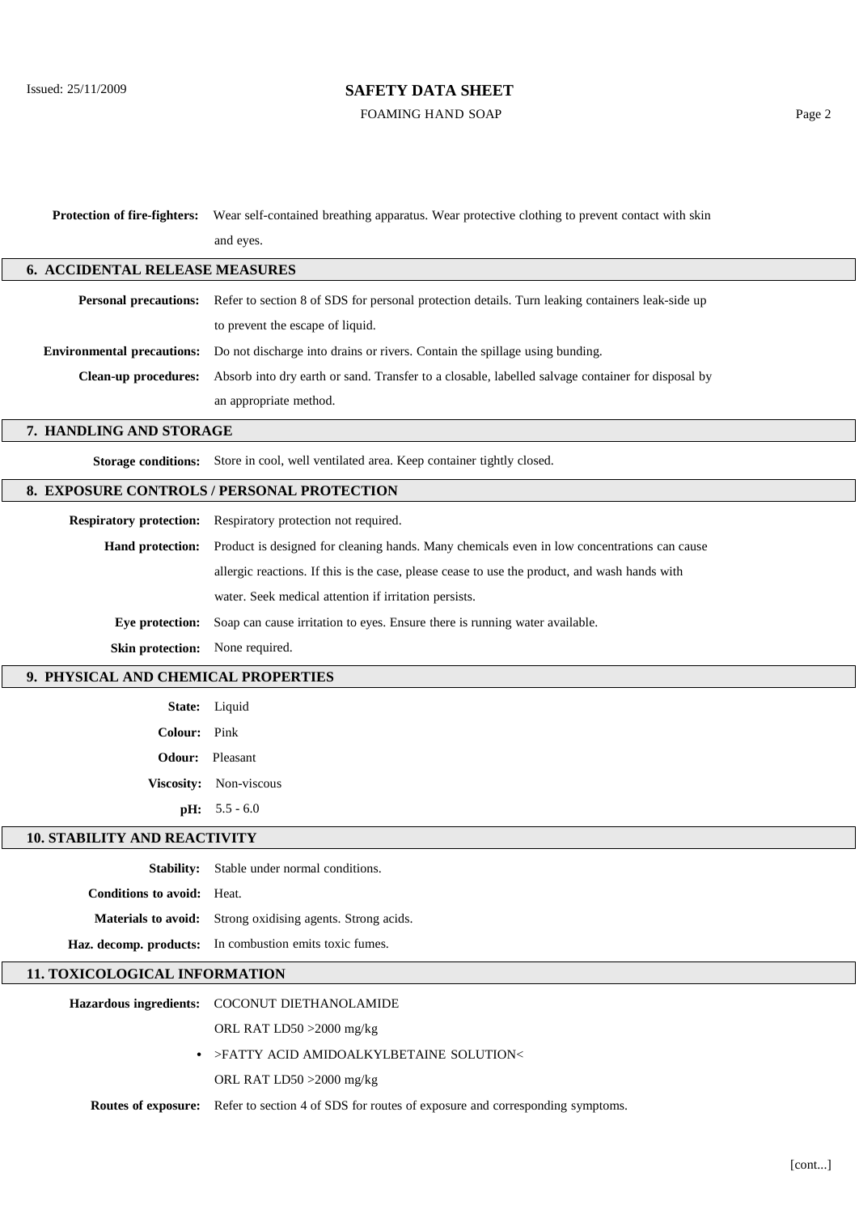**Protection of fire-fighters:** Wear self-contained breathing apparatus. Wear protective clothing to prevent contact with skin and eyes.

## 6. ACCIDENTAL RELEASE MEASURES

**Personal precautions:** Refer to section 8 of SDS for personal protection details. Turn leaking containers leak-side up to prevent the escape of liquid.

**Environmental precautions:** Do not discharge into drains or rivers. Contain the spillage using bunding.

**Clean-up procedures:** Absorb into dry earth or sand. Transfer to a closable, labelled salvage container for disposal by an appropriate method.

## 7. HANDLING AND STORAGE

**Storage conditions:** Store in cool, well ventilated area. Keep container tightly closed.

## 8. EXPOSURE CONTROLS / PERSONAL PROTECTION

**Respiratory protection:** Respiratory protection not required.

**Hand protection:** Product is designed for cleaning hands. Many chemicals even in low concentrations can cause allergic reactions. If this is the case, please cease to use the product, and wash hands with water. Seek medical attention if irritation persists.

**Eye protection:** Soap can cause irritation to eyes. Ensure there is running water available.

**Skin protection:** None required.

## 9. PHYSICAL AND CHEMICAL PROPERTIES

**State:** Liquid

**Colour:** Pink

**Odour:** Pleasant

**Viscosity:** Non-viscous

**pH:** 5.5 - 6.0

## 10. STABILITY AND REACTIVITY

**Stability:** Stable under normal conditions.

**Conditions to avoid:** Heat.

**Materials to avoid:** Strong oxidising agents. Strong acids.

**Haz. decomp. products:** In combustion emits toxic fumes.

## 11. TOXICOLOGICAL INFORMATION

**Hazardous ingredients:** COCONUT DIETHANOLAMIDE

ORL RAT LD50 >2000 mg/kg

- >FATTY ACID AMIDOALKYLBETAINE SOLUTION<

ORL RAT LD50 >2000 mg/kg

**Routes of exposure:** Refer to section 4 of SDS for routes of exposure and corresponding symptoms.

[cont...]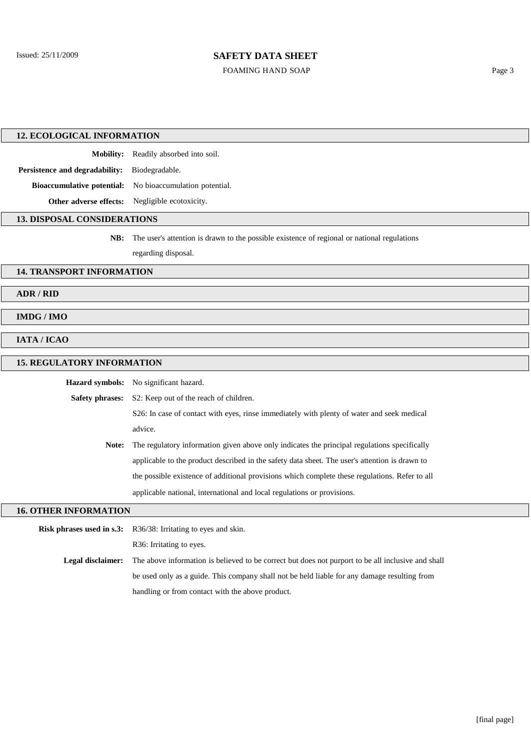## 12. ECOLOGICAL INFORMATION

**Mobility:** Readily absorbed into soil.

**Persistence and degradability:** Biodegradable.

**Bioaccumulative potential:** No bioaccumulation potential.

**Other adverse effects:** Negligible ecotoxicity.

## 13. DISPOSAL CONSIDERATIONS

**NB:** The user's attention is drawn to the possible existence of regional or national regulations regarding disposal.

## 14. TRANSPORT INFORMATION

### ADR / RID

### IMDG / IMO

### IATA / ICAO

## 15. REGULATORY INFORMATION

**Hazard symbols:** No significant hazard.

**Safety phrases:** S2: Keep out of the reach of children.

S26: In case of contact with eyes, rinse immediately with plenty of water and seek medical advice.

**Note:** The regulatory information given above only indicates the principal regulations specifically applicable to the product described in the safety data sheet. The user's attention is drawn to the possible existence of additional provisions which complete these regulations. Refer to all applicable national, international and local regulations or provisions.

## 16. OTHER INFORMATION

**Risk phrases used in s.3:** R36/38: Irritating to eyes and skin.

R36: Irritating to eyes.

**Legal disclaimer:** The above information is believed to be correct but does not purport to be all inclusive and shall be used only as a guide. This company shall not be held liable for any damage resulting from handling or from contact with the above product.

[final page]